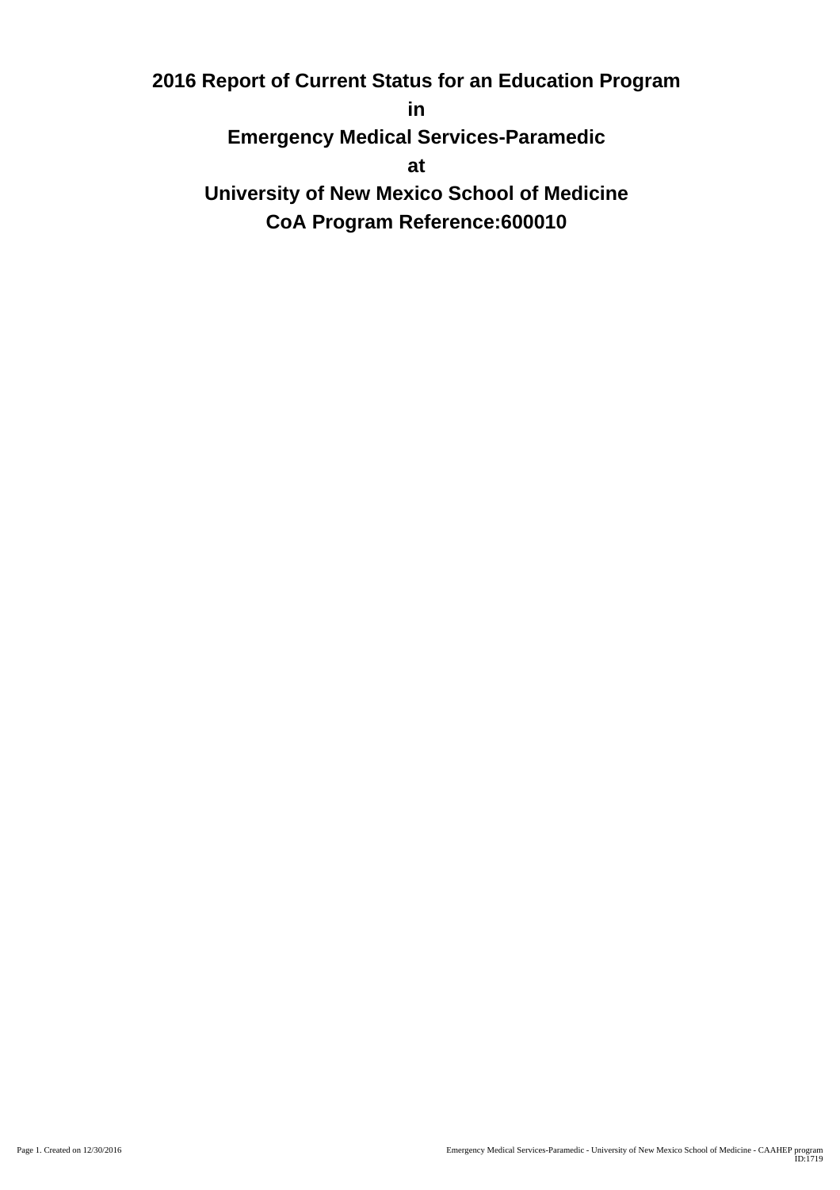# 2016 Report of Current Status for an Education Program

# in

# Emergency Medical Services-Paramedic

# at

# University of New Mexico School of Medicine

# CoA Program Reference:600010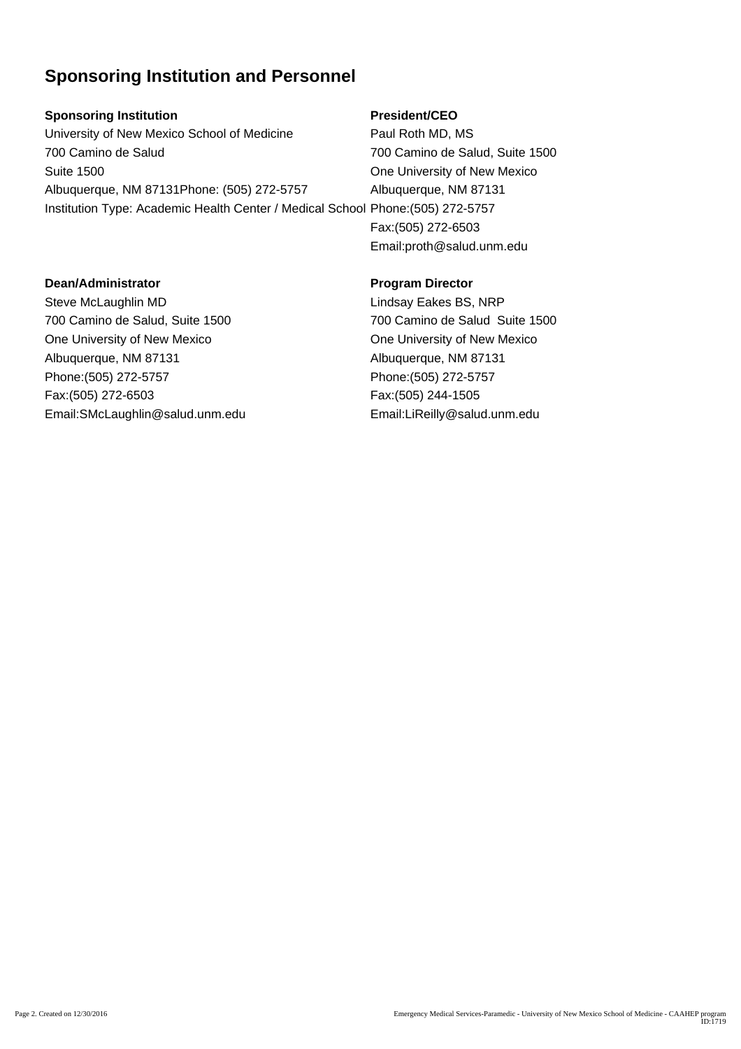## Sponsoring Institution and Personnel

**Sponsoring Institution**

University of New Mexico School of Medicine
700 Camino de Salud
Suite 1500
Albuquerque, NM 87131Phone: (505) 272-5757
Institution Type: Academic Health Center / Medical School

**President/CEO**

Paul Roth MD, MS
700 Camino de Salud, Suite 1500
One University of New Mexico
Albuquerque, NM 87131
Phone:(505) 272-5757
Fax:(505) 272-6503
Email:proth@salud.unm.edu

**Dean/Administrator**

Steve McLaughlin MD
700 Camino de Salud, Suite 1500
One University of New Mexico
Albuquerque, NM 87131
Phone:(505) 272-5757
Fax:(505) 272-6503
Email:SMcLaughlin@salud.unm.edu

**Program Director**

Lindsay Eakes BS, NRP
700 Camino de Salud  Suite 1500
One University of New Mexico
Albuquerque, NM 87131
Phone:(505) 272-5757
Fax:(505) 244-1505
Email:LiReilly@salud.unm.edu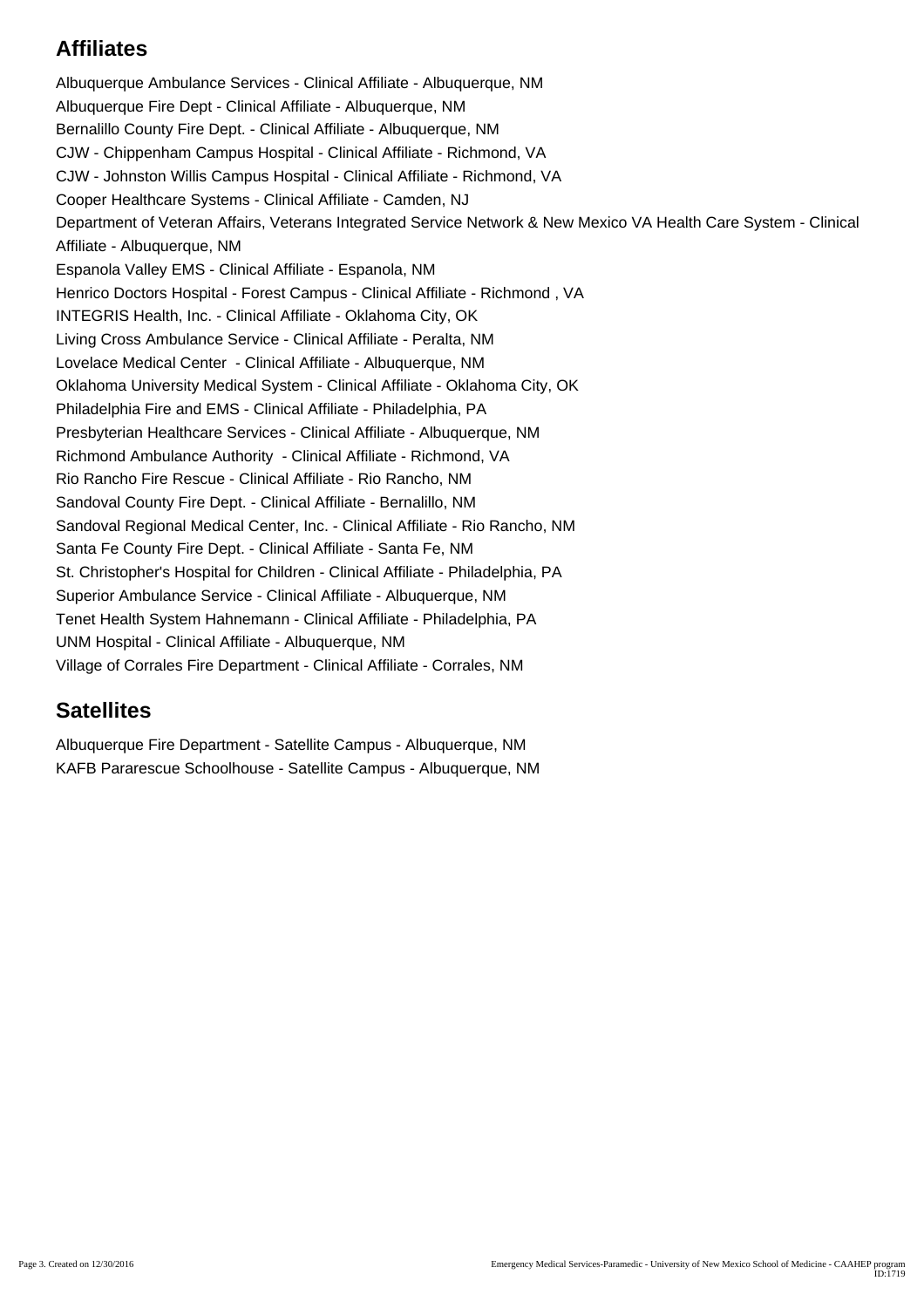## Affiliates

Albuquerque Ambulance Services - Clinical Affiliate - Albuquerque, NM
Albuquerque Fire Dept - Clinical Affiliate - Albuquerque, NM
Bernalillo County Fire Dept. - Clinical Affiliate - Albuquerque, NM
CJW - Chippenham Campus Hospital - Clinical Affiliate - Richmond, VA
CJW - Johnston Willis Campus Hospital - Clinical Affiliate - Richmond, VA
Cooper Healthcare Systems - Clinical Affiliate - Camden, NJ
Department of Veteran Affairs, Veterans Integrated Service Network & New Mexico VA Health Care System - Clinical Affiliate - Albuquerque, NM
Espanola Valley EMS - Clinical Affiliate - Espanola, NM
Henrico Doctors Hospital - Forest Campus - Clinical Affiliate - Richmond , VA
INTEGRIS Health, Inc. - Clinical Affiliate - Oklahoma City, OK
Living Cross Ambulance Service - Clinical Affiliate - Peralta, NM
Lovelace Medical Center - Clinical Affiliate - Albuquerque, NM
Oklahoma University Medical System - Clinical Affiliate - Oklahoma City, OK
Philadelphia Fire and EMS - Clinical Affiliate - Philadelphia, PA
Presbyterian Healthcare Services - Clinical Affiliate - Albuquerque, NM
Richmond Ambulance Authority - Clinical Affiliate - Richmond, VA
Rio Rancho Fire Rescue - Clinical Affiliate - Rio Rancho, NM
Sandoval County Fire Dept. - Clinical Affiliate - Bernalillo, NM
Sandoval Regional Medical Center, Inc. - Clinical Affiliate - Rio Rancho, NM
Santa Fe County Fire Dept. - Clinical Affiliate - Santa Fe, NM
St. Christopher's Hospital for Children - Clinical Affiliate - Philadelphia, PA
Superior Ambulance Service - Clinical Affiliate - Albuquerque, NM
Tenet Health System Hahnemann - Clinical Affiliate - Philadelphia, PA
UNM Hospital - Clinical Affiliate - Albuquerque, NM
Village of Corrales Fire Department - Clinical Affiliate - Corrales, NM

## Satellites

Albuquerque Fire Department - Satellite Campus - Albuquerque, NM
KAFB Pararescue Schoolhouse - Satellite Campus - Albuquerque, NM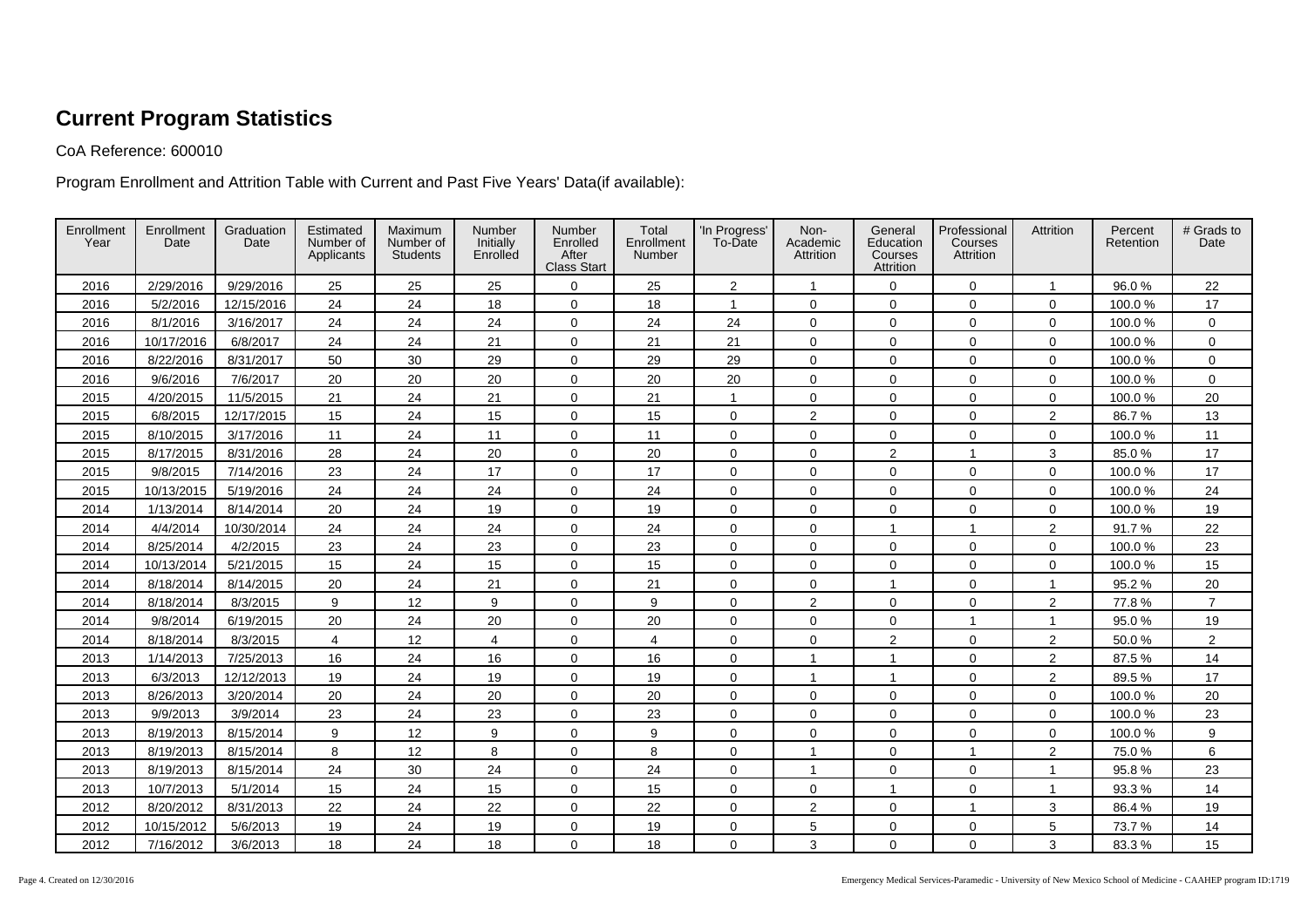# Current Program Statistics

CoA Reference: 600010

Program Enrollment and Attrition Table with Current and Past Five Years' Data(if available):

| Enrollment Year | Enrollment Date | Graduation Date | Estimated Number of Applicants | Maximum Number of Students | Number Initially Enrolled | Number Enrolled After Class Start | Total Enrollment Number | 'In Progress' To-Date | Non-Academic Attrition | General Education Courses Attrition | Professional Courses Attrition | Attrition | Percent Retention | # Grads to Date |
|---|---|---|---|---|---|---|---|---|---|---|---|---|---|---|
| 2016 | 2/29/2016 | 9/29/2016 | 25 | 25 | 25 | 0 | 25 | 2 | 1 | 0 | 0 | 1 | 96.0 % | 22 |
| 2016 | 5/2/2016 | 12/15/2016 | 24 | 24 | 18 | 0 | 18 | 1 | 0 | 0 | 0 | 0 | 100.0 % | 17 |
| 2016 | 8/1/2016 | 3/16/2017 | 24 | 24 | 24 | 0 | 24 | 24 | 0 | 0 | 0 | 0 | 100.0 % | 0 |
| 2016 | 10/17/2016 | 6/8/2017 | 24 | 24 | 21 | 0 | 21 | 21 | 0 | 0 | 0 | 0 | 100.0 % | 0 |
| 2016 | 8/22/2016 | 8/31/2017 | 50 | 30 | 29 | 0 | 29 | 29 | 0 | 0 | 0 | 0 | 100.0 % | 0 |
| 2016 | 9/6/2016 | 7/6/2017 | 20 | 20 | 20 | 0 | 20 | 20 | 0 | 0 | 0 | 0 | 100.0 % | 0 |
| 2015 | 4/20/2015 | 11/5/2015 | 21 | 24 | 21 | 0 | 21 | 1 | 0 | 0 | 0 | 0 | 100.0 % | 20 |
| 2015 | 6/8/2015 | 12/17/2015 | 15 | 24 | 15 | 0 | 15 | 0 | 2 | 0 | 0 | 2 | 86.7 % | 13 |
| 2015 | 8/10/2015 | 3/17/2016 | 11 | 24 | 11 | 0 | 11 | 0 | 0 | 0 | 0 | 0 | 100.0 % | 11 |
| 2015 | 8/17/2015 | 8/31/2016 | 28 | 24 | 20 | 0 | 20 | 0 | 0 | 2 | 1 | 3 | 85.0 % | 17 |
| 2015 | 9/8/2015 | 7/14/2016 | 23 | 24 | 17 | 0 | 17 | 0 | 0 | 0 | 0 | 0 | 100.0 % | 17 |
| 2015 | 10/13/2015 | 5/19/2016 | 24 | 24 | 24 | 0 | 24 | 0 | 0 | 0 | 0 | 0 | 100.0 % | 24 |
| 2014 | 1/13/2014 | 8/14/2014 | 20 | 24 | 19 | 0 | 19 | 0 | 0 | 0 | 0 | 0 | 100.0 % | 19 |
| 2014 | 4/4/2014 | 10/30/2014 | 24 | 24 | 24 | 0 | 24 | 0 | 0 | 1 | 1 | 2 | 91.7 % | 22 |
| 2014 | 8/25/2014 | 4/2/2015 | 23 | 24 | 23 | 0 | 23 | 0 | 0 | 0 | 0 | 0 | 100.0 % | 23 |
| 2014 | 10/13/2014 | 5/21/2015 | 15 | 24 | 15 | 0 | 15 | 0 | 0 | 0 | 0 | 0 | 100.0 % | 15 |
| 2014 | 8/18/2014 | 8/14/2015 | 20 | 24 | 21 | 0 | 21 | 0 | 0 | 1 | 0 | 1 | 95.2 % | 20 |
| 2014 | 8/18/2014 | 8/3/2015 | 9 | 12 | 9 | 0 | 9 | 0 | 2 | 0 | 0 | 2 | 77.8 % | 7 |
| 2014 | 9/8/2014 | 6/19/2015 | 20 | 24 | 20 | 0 | 20 | 0 | 0 | 0 | 1 | 1 | 95.0 % | 19 |
| 2014 | 8/18/2014 | 8/3/2015 | 4 | 12 | 4 | 0 | 4 | 0 | 0 | 2 | 0 | 2 | 50.0 % | 2 |
| 2013 | 1/14/2013 | 7/25/2013 | 16 | 24 | 16 | 0 | 16 | 0 | 1 | 1 | 0 | 2 | 87.5 % | 14 |
| 2013 | 6/3/2013 | 12/12/2013 | 19 | 24 | 19 | 0 | 19 | 0 | 1 | 1 | 0 | 2 | 89.5 % | 17 |
| 2013 | 8/26/2013 | 3/20/2014 | 20 | 24 | 20 | 0 | 20 | 0 | 0 | 0 | 0 | 0 | 100.0 % | 20 |
| 2013 | 9/9/2013 | 3/9/2014 | 23 | 24 | 23 | 0 | 23 | 0 | 0 | 0 | 0 | 0 | 100.0 % | 23 |
| 2013 | 8/19/2013 | 8/15/2014 | 9 | 12 | 9 | 0 | 9 | 0 | 0 | 0 | 0 | 0 | 100.0 % | 9 |
| 2013 | 8/19/2013 | 8/15/2014 | 8 | 12 | 8 | 0 | 8 | 0 | 1 | 0 | 1 | 2 | 75.0 % | 6 |
| 2013 | 8/19/2013 | 8/15/2014 | 24 | 30 | 24 | 0 | 24 | 0 | 1 | 0 | 0 | 1 | 95.8 % | 23 |
| 2013 | 10/7/2013 | 5/1/2014 | 15 | 24 | 15 | 0 | 15 | 0 | 0 | 1 | 0 | 1 | 93.3 % | 14 |
| 2012 | 8/20/2012 | 8/31/2013 | 22 | 24 | 22 | 0 | 22 | 0 | 2 | 0 | 1 | 3 | 86.4 % | 19 |
| 2012 | 10/15/2012 | 5/6/2013 | 19 | 24 | 19 | 0 | 19 | 0 | 5 | 0 | 0 | 5 | 73.7 % | 14 |
| 2012 | 7/16/2012 | 3/6/2013 | 18 | 24 | 18 | 0 | 18 | 0 | 3 | 0 | 0 | 3 | 83.3 % | 15 |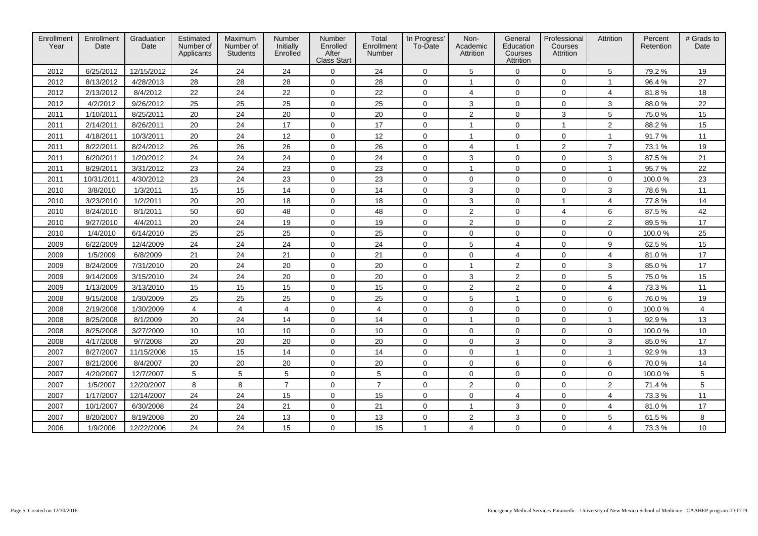| Enrollment Year | Enrollment Date | Graduation Date | Estimated Number of Applicants | Maximum Number of Students | Number Initially Enrolled | Number Enrolled After Class Start | Total Enrollment Number | 'In Progress' To-Date | Non-Academic Attrition | General Education Courses Attrition | Professional Courses Attrition | Attrition | Percent Retention | # Grads to Date |
|---|---|---|---|---|---|---|---|---|---|---|---|---|---|---|
| 2012 | 6/25/2012 | 12/15/2012 | 24 | 24 | 24 | 0 | 24 | 0 | 5 | 0 | 0 | 5 | 79.2 % | 19 |
| 2012 | 8/13/2012 | 4/28/2013 | 28 | 28 | 28 | 0 | 28 | 0 | 1 | 0 | 0 | 1 | 96.4 % | 27 |
| 2012 | 2/13/2012 | 8/4/2012 | 22 | 24 | 22 | 0 | 22 | 0 | 4 | 0 | 0 | 4 | 81.8 % | 18 |
| 2012 | 4/2/2012 | 9/26/2012 | 25 | 25 | 25 | 0 | 25 | 0 | 3 | 0 | 0 | 3 | 88.0 % | 22 |
| 2011 | 1/10/2011 | 8/25/2011 | 20 | 24 | 20 | 0 | 20 | 0 | 2 | 0 | 3 | 5 | 75.0 % | 15 |
| 2011 | 2/14/2011 | 8/26/2011 | 20 | 24 | 17 | 0 | 17 | 0 | 1 | 0 | 1 | 2 | 88.2 % | 15 |
| 2011 | 4/18/2011 | 10/3/2011 | 20 | 24 | 12 | 0 | 12 | 0 | 1 | 0 | 0 | 1 | 91.7 % | 11 |
| 2011 | 8/22/2011 | 8/24/2012 | 26 | 26 | 26 | 0 | 26 | 0 | 4 | 1 | 2 | 7 | 73.1 % | 19 |
| 2011 | 6/20/2011 | 1/20/2012 | 24 | 24 | 24 | 0 | 24 | 0 | 3 | 0 | 0 | 3 | 87.5 % | 21 |
| 2011 | 8/29/2011 | 3/31/2012 | 23 | 24 | 23 | 0 | 23 | 0 | 1 | 0 | 0 | 1 | 95.7 % | 22 |
| 2011 | 10/31/2011 | 4/30/2012 | 23 | 24 | 23 | 0 | 23 | 0 | 0 | 0 | 0 | 0 | 100.0 % | 23 |
| 2010 | 3/8/2010 | 1/3/2011 | 15 | 15 | 14 | 0 | 14 | 0 | 3 | 0 | 0 | 3 | 78.6 % | 11 |
| 2010 | 3/23/2010 | 1/2/2011 | 20 | 20 | 18 | 0 | 18 | 0 | 3 | 0 | 1 | 4 | 77.8 % | 14 |
| 2010 | 8/24/2010 | 8/1/2011 | 50 | 60 | 48 | 0 | 48 | 0 | 2 | 0 | 4 | 6 | 87.5 % | 42 |
| 2010 | 9/27/2010 | 4/4/2011 | 20 | 24 | 19 | 0 | 19 | 0 | 2 | 0 | 0 | 2 | 89.5 % | 17 |
| 2010 | 1/4/2010 | 6/14/2010 | 25 | 25 | 25 | 0 | 25 | 0 | 0 | 0 | 0 | 0 | 100.0 % | 25 |
| 2009 | 6/22/2009 | 12/4/2009 | 24 | 24 | 24 | 0 | 24 | 0 | 5 | 4 | 0 | 9 | 62.5 % | 15 |
| 2009 | 1/5/2009 | 6/8/2009 | 21 | 24 | 21 | 0 | 21 | 0 | 0 | 4 | 0 | 4 | 81.0 % | 17 |
| 2009 | 8/24/2009 | 7/31/2010 | 20 | 24 | 20 | 0 | 20 | 0 | 1 | 2 | 0 | 3 | 85.0 % | 17 |
| 2009 | 9/14/2009 | 3/15/2010 | 24 | 24 | 20 | 0 | 20 | 0 | 3 | 2 | 0 | 5 | 75.0 % | 15 |
| 2009 | 1/13/2009 | 3/13/2010 | 15 | 15 | 15 | 0 | 15 | 0 | 2 | 2 | 0 | 4 | 73.3 % | 11 |
| 2008 | 9/15/2008 | 1/30/2009 | 25 | 25 | 25 | 0 | 25 | 0 | 5 | 1 | 0 | 6 | 76.0 % | 19 |
| 2008 | 2/19/2008 | 1/30/2009 | 4 | 4 | 4 | 0 | 4 | 0 | 0 | 0 | 0 | 0 | 100.0 % | 4 |
| 2008 | 8/25/2008 | 8/1/2009 | 20 | 24 | 14 | 0 | 14 | 0 | 1 | 0 | 0 | 1 | 92.9 % | 13 |
| 2008 | 8/25/2008 | 3/27/2009 | 10 | 10 | 10 | 0 | 10 | 0 | 0 | 0 | 0 | 0 | 100.0 % | 10 |
| 2008 | 4/17/2008 | 9/7/2008 | 20 | 20 | 20 | 0 | 20 | 0 | 0 | 3 | 0 | 3 | 85.0 % | 17 |
| 2007 | 8/27/2007 | 11/15/2008 | 15 | 15 | 14 | 0 | 14 | 0 | 0 | 1 | 0 | 1 | 92.9 % | 13 |
| 2007 | 8/21/2006 | 8/4/2007 | 20 | 20 | 20 | 0 | 20 | 0 | 0 | 6 | 0 | 6 | 70.0 % | 14 |
| 2007 | 4/20/2007 | 12/7/2007 | 5 | 5 | 5 | 0 | 5 | 0 | 0 | 0 | 0 | 0 | 100.0 % | 5 |
| 2007 | 1/5/2007 | 12/20/2007 | 8 | 8 | 7 | 0 | 7 | 0 | 2 | 0 | 0 | 2 | 71.4 % | 5 |
| 2007 | 1/17/2007 | 12/14/2007 | 24 | 24 | 15 | 0 | 15 | 0 | 0 | 4 | 0 | 4 | 73.3 % | 11 |
| 2007 | 10/1/2007 | 6/30/2008 | 24 | 24 | 21 | 0 | 21 | 0 | 1 | 3 | 0 | 4 | 81.0 % | 17 |
| 2007 | 8/20/2007 | 8/19/2008 | 20 | 24 | 13 | 0 | 13 | 0 | 2 | 3 | 0 | 5 | 61.5 % | 8 |
| 2006 | 1/9/2006 | 12/22/2006 | 24 | 24 | 15 | 0 | 15 | 1 | 4 | 0 | 0 | 4 | 73.3 % | 10 |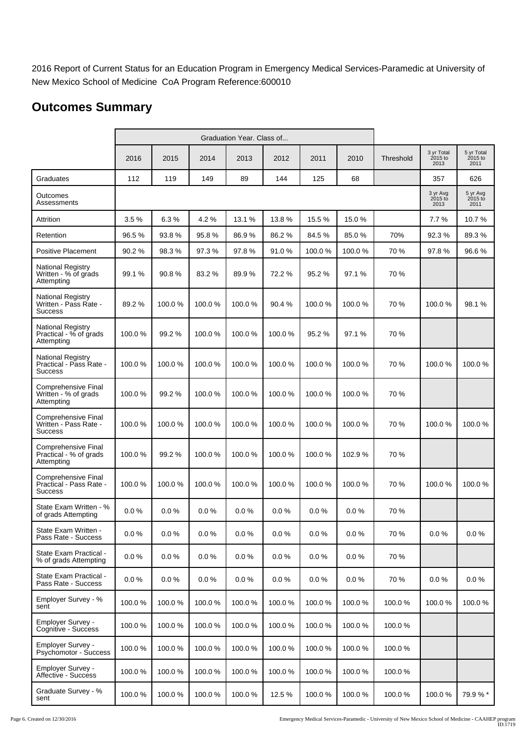2016 Report of Current Status for an Education Program in Emergency Medical Services-Paramedic at University of New Mexico School of Medicine CoA Program Reference:600010

# Outcomes Summary

| | Graduation Year. Class of... | | | | | | | | | |
|---|---|---|---|---|---|---|---|---|---|---|
| | 2016 | 2015 | 2014 | 2013 | 2012 | 2011 | 2010 | Threshold | 3 yr Total 2015 to 2013 | 5 yr Total 2015 to 2011 |
| Graduates | 112 | 119 | 149 | 89 | 144 | 125 | 68 | | 357 | 626 |
| Outcomes Assessments | | | | | | | | | 3 yr Avg 2015 to 2013 | 5 yr Avg 2015 to 2011 |
| Attrition | 3.5 % | 6.3 % | 4.2 % | 13.1 % | 13.8 % | 15.5 % | 15.0 % | | 7.7 % | 10.7 % |
| Retention | 96.5 % | 93.8 % | 95.8 % | 86.9 % | 86.2 % | 84.5 % | 85.0 % | 70% | 92.3 % | 89.3 % |
| Positive Placement | 90.2 % | 98.3 % | 97.3 % | 97.8 % | 91.0 % | 100.0 % | 100.0 % | 70 % | 97.8 % | 96.6 % |
| National Registry Written - % of grads Attempting | 99.1 % | 90.8 % | 83.2 % | 89.9 % | 72.2 % | 95.2 % | 97.1 % | 70 % | | |
| National Registry Written - Pass Rate - Success | 89.2 % | 100.0 % | 100.0 % | 100.0 % | 90.4 % | 100.0 % | 100.0 % | 70 % | 100.0 % | 98.1 % |
| National Registry Practical - % of grads Attempting | 100.0 % | 99.2 % | 100.0 % | 100.0 % | 100.0 % | 95.2 % | 97.1 % | 70 % | | |
| National Registry Practical - Pass Rate - Success | 100.0 % | 100.0 % | 100.0 % | 100.0 % | 100.0 % | 100.0 % | 100.0 % | 70 % | 100.0 % | 100.0 % |
| Comprehensive Final Written - % of grads Attempting | 100.0 % | 99.2 % | 100.0 % | 100.0 % | 100.0 % | 100.0 % | 100.0 % | 70 % | | |
| Comprehensive Final Written - Pass Rate - Success | 100.0 % | 100.0 % | 100.0 % | 100.0 % | 100.0 % | 100.0 % | 100.0 % | 70 % | 100.0 % | 100.0 % |
| Comprehensive Final Practical - % of grads Attempting | 100.0 % | 99.2 % | 100.0 % | 100.0 % | 100.0 % | 100.0 % | 102.9 % | 70 % | | |
| Comprehensive Final Practical - Pass Rate - Success | 100.0 % | 100.0 % | 100.0 % | 100.0 % | 100.0 % | 100.0 % | 100.0 % | 70 % | 100.0 % | 100.0 % |
| State Exam Written - % of grads Attempting | 0.0 % | 0.0 % | 0.0 % | 0.0 % | 0.0 % | 0.0 % | 0.0 % | 70 % | | |
| State Exam Written - Pass Rate - Success | 0.0 % | 0.0 % | 0.0 % | 0.0 % | 0.0 % | 0.0 % | 0.0 % | 70 % | 0.0 % | 0.0 % |
| State Exam Practical - % of grads Attempting | 0.0 % | 0.0 % | 0.0 % | 0.0 % | 0.0 % | 0.0 % | 0.0 % | 70 % | | |
| State Exam Practical - Pass Rate - Success | 0.0 % | 0.0 % | 0.0 % | 0.0 % | 0.0 % | 0.0 % | 0.0 % | 70 % | 0.0 % | 0.0 % |
| Employer Survey - % sent | 100.0 % | 100.0 % | 100.0 % | 100.0 % | 100.0 % | 100.0 % | 100.0 % | 100.0 % | 100.0 % | 100.0 % |
| Employer Survey - Cognitive - Success | 100.0 % | 100.0 % | 100.0 % | 100.0 % | 100.0 % | 100.0 % | 100.0 % | 100.0 % | | |
| Employer Survey - Psychomotor - Success | 100.0 % | 100.0 % | 100.0 % | 100.0 % | 100.0 % | 100.0 % | 100.0 % | 100.0 % | | |
| Employer Survey - Affective - Success | 100.0 % | 100.0 % | 100.0 % | 100.0 % | 100.0 % | 100.0 % | 100.0 % | 100.0 % | | |
| Graduate Survey - % sent | 100.0 % | 100.0 % | 100.0 % | 100.0 % | 12.5 % | 100.0 % | 100.0 % | 100.0 % | 100.0 % | 79.9 % * |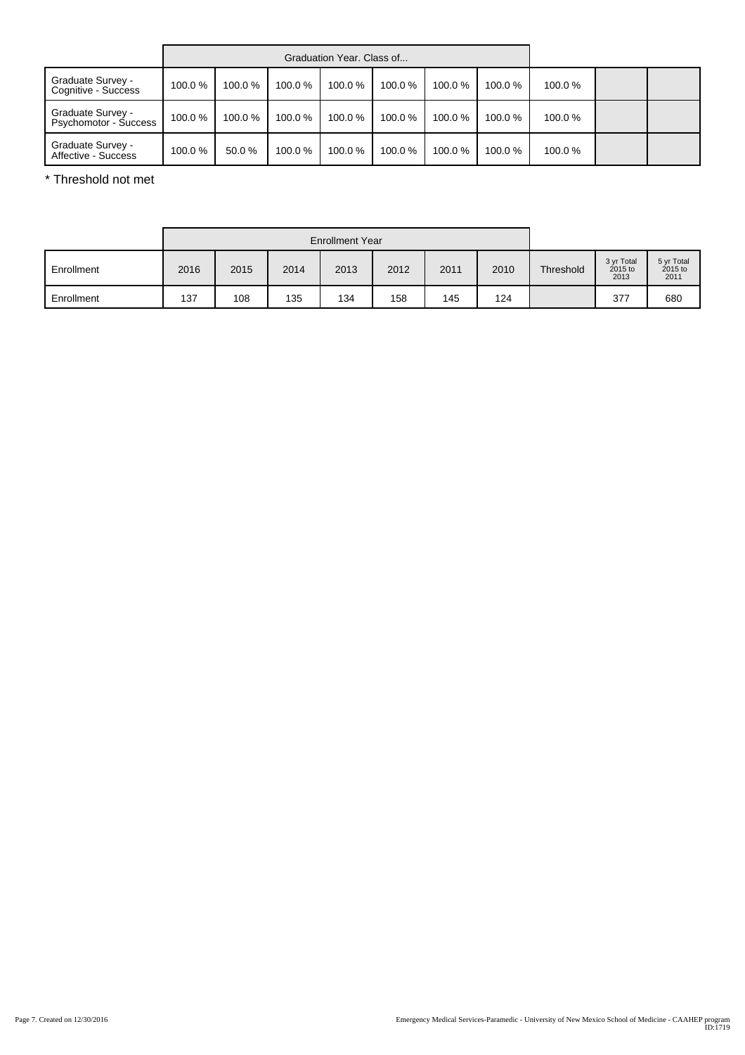| | Graduation Year. Class of... | | | | | | | | | |
|---|---|---|---|---|---|---|---|---|---|---|
| Graduate Survey - Cognitive - Success | 100.0 % | 100.0 % | 100.0 % | 100.0 % | 100.0 % | 100.0 % | 100.0 % | 100.0 % | | |
| Graduate Survey - Psychomotor - Success | 100.0 % | 100.0 % | 100.0 % | 100.0 % | 100.0 % | 100.0 % | 100.0 % | 100.0 % | | |
| Graduate Survey - Affective - Success | 100.0 % | 50.0 % | 100.0 % | 100.0 % | 100.0 % | 100.0 % | 100.0 % | 100.0 % | | |

\* Threshold not met

| | Enrollment Year | | | | | | | | | |
|---|---|---|---|---|---|---|---|---|---|---|
| Enrollment | 2016 | 2015 | 2014 | 2013 | 2012 | 2011 | 2010 | Threshold | 3 yr Total 2015 to 2013 | 5 yr Total 2015 to 2011 |
| Enrollment | 137 | 108 | 135 | 134 | 158 | 145 | 124 | | 377 | 680 |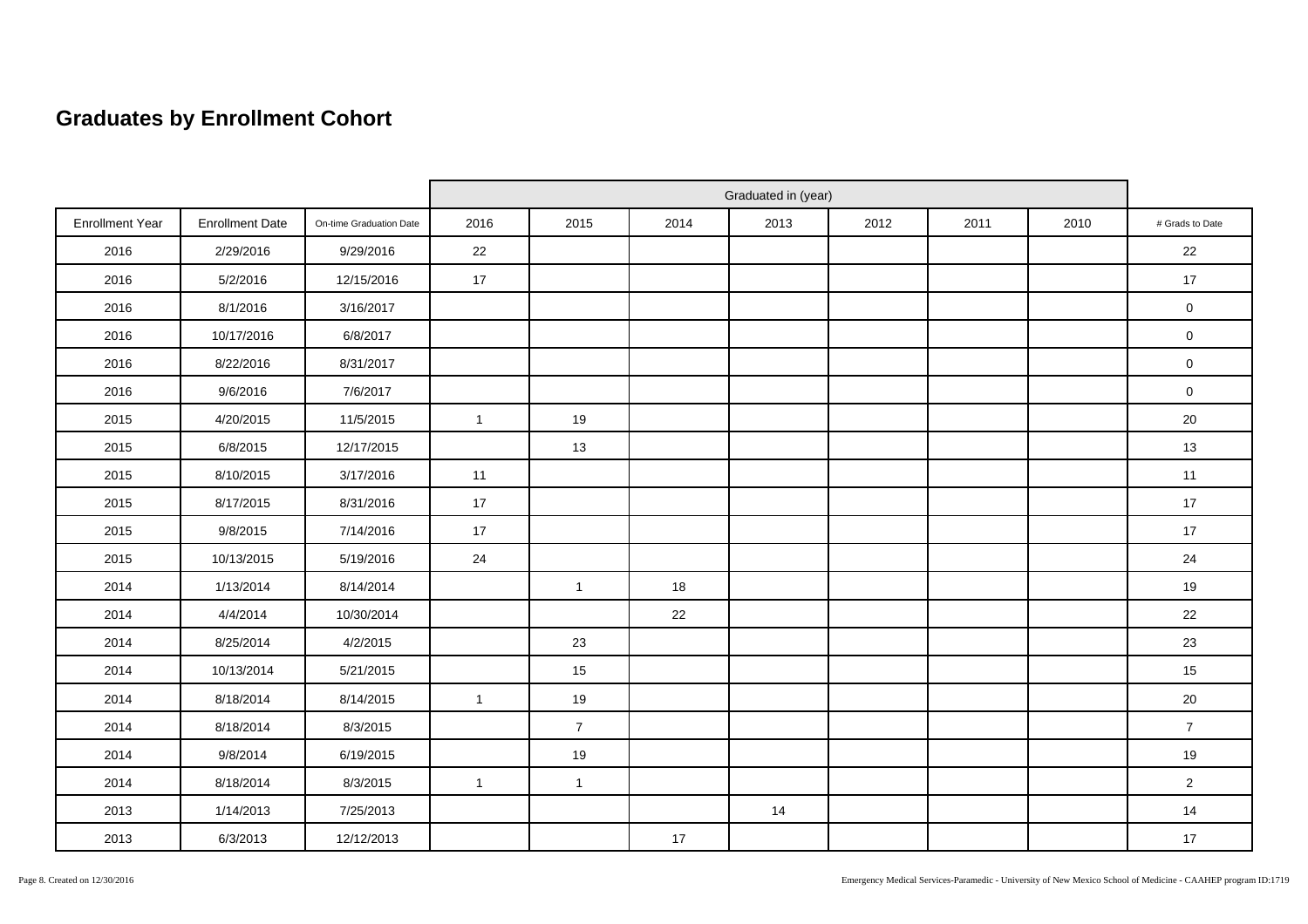## Graduates by Enrollment Cohort

| | | | Graduated in (year) | | | | | | | |
|---|---|---|---|---|---|---|---|---|---|---|
| Enrollment Year | Enrollment Date | On-time Graduation Date | 2016 | 2015 | 2014 | 2013 | 2012 | 2011 | 2010 | # Grads to Date |
| 2016 | 2/29/2016 | 9/29/2016 | 22 | | | | | | | 22 |
| 2016 | 5/2/2016 | 12/15/2016 | 17 | | | | | | | 17 |
| 2016 | 8/1/2016 | 3/16/2017 | | | | | | | | 0 |
| 2016 | 10/17/2016 | 6/8/2017 | | | | | | | | 0 |
| 2016 | 8/22/2016 | 8/31/2017 | | | | | | | | 0 |
| 2016 | 9/6/2016 | 7/6/2017 | | | | | | | | 0 |
| 2015 | 4/20/2015 | 11/5/2015 | 1 | 19 | | | | | | 20 |
| 2015 | 6/8/2015 | 12/17/2015 | | 13 | | | | | | 13 |
| 2015 | 8/10/2015 | 3/17/2016 | 11 | | | | | | | 11 |
| 2015 | 8/17/2015 | 8/31/2016 | 17 | | | | | | | 17 |
| 2015 | 9/8/2015 | 7/14/2016 | 17 | | | | | | | 17 |
| 2015 | 10/13/2015 | 5/19/2016 | 24 | | | | | | | 24 |
| 2014 | 1/13/2014 | 8/14/2014 | | 1 | 18 | | | | | 19 |
| 2014 | 4/4/2014 | 10/30/2014 | | | 22 | | | | | 22 |
| 2014 | 8/25/2014 | 4/2/2015 | | 23 | | | | | | 23 |
| 2014 | 10/13/2014 | 5/21/2015 | | 15 | | | | | | 15 |
| 2014 | 8/18/2014 | 8/14/2015 | 1 | 19 | | | | | | 20 |
| 2014 | 8/18/2014 | 8/3/2015 | | 7 | | | | | | 7 |
| 2014 | 9/8/2014 | 6/19/2015 | | 19 | | | | | | 19 |
| 2014 | 8/18/2014 | 8/3/2015 | 1 | 1 | | | | | | 2 |
| 2013 | 1/14/2013 | 7/25/2013 | | | | 14 | | | | 14 |
| 2013 | 6/3/2013 | 12/12/2013 | | | 17 | | | | | 17 |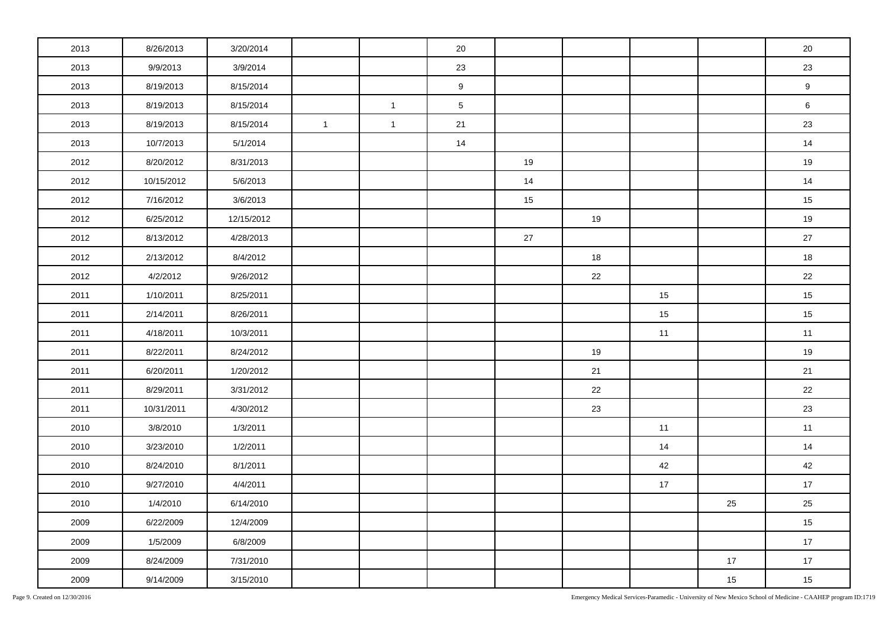| | | | | | | | | | | |
|---|---|---|---|---|---|---|---|---|---|---|
| 2013 | 8/26/2013 | 3/20/2014 | | | 20 | | | | | 20 |
| 2013 | 9/9/2013 | 3/9/2014 | | | 23 | | | | | 23 |
| 2013 | 8/19/2013 | 8/15/2014 | | | 9 | | | | | 9 |
| 2013 | 8/19/2013 | 8/15/2014 | | 1 | 5 | | | | | 6 |
| 2013 | 8/19/2013 | 8/15/2014 | 1 | 1 | 21 | | | | | 23 |
| 2013 | 10/7/2013 | 5/1/2014 | | | 14 | | | | | 14 |
| 2012 | 8/20/2012 | 8/31/2013 | | | | 19 | | | | 19 |
| 2012 | 10/15/2012 | 5/6/2013 | | | | 14 | | | | 14 |
| 2012 | 7/16/2012 | 3/6/2013 | | | | 15 | | | | 15 |
| 2012 | 6/25/2012 | 12/15/2012 | | | | | 19 | | | 19 |
| 2012 | 8/13/2012 | 4/28/2013 | | | | 27 | | | | 27 |
| 2012 | 2/13/2012 | 8/4/2012 | | | | | 18 | | | 18 |
| 2012 | 4/2/2012 | 9/26/2012 | | | | | 22 | | | 22 |
| 2011 | 1/10/2011 | 8/25/2011 | | | | | | 15 | | 15 |
| 2011 | 2/14/2011 | 8/26/2011 | | | | | | 15 | | 15 |
| 2011 | 4/18/2011 | 10/3/2011 | | | | | | 11 | | 11 |
| 2011 | 8/22/2011 | 8/24/2012 | | | | | 19 | | | 19 |
| 2011 | 6/20/2011 | 1/20/2012 | | | | | 21 | | | 21 |
| 2011 | 8/29/2011 | 3/31/2012 | | | | | 22 | | | 22 |
| 2011 | 10/31/2011 | 4/30/2012 | | | | | 23 | | | 23 |
| 2010 | 3/8/2010 | 1/3/2011 | | | | | | 11 | | 11 |
| 2010 | 3/23/2010 | 1/2/2011 | | | | | | 14 | | 14 |
| 2010 | 8/24/2010 | 8/1/2011 | | | | | | 42 | | 42 |
| 2010 | 9/27/2010 | 4/4/2011 | | | | | | 17 | | 17 |
| 2010 | 1/4/2010 | 6/14/2010 | | | | | | | 25 | 25 |
| 2009 | 6/22/2009 | 12/4/2009 | | | | | | | | 15 |
| 2009 | 1/5/2009 | 6/8/2009 | | | | | | | | 17 |
| 2009 | 8/24/2009 | 7/31/2010 | | | | | | | 17 | 17 |
| 2009 | 9/14/2009 | 3/15/2010 | | | | | | | 15 | 15 |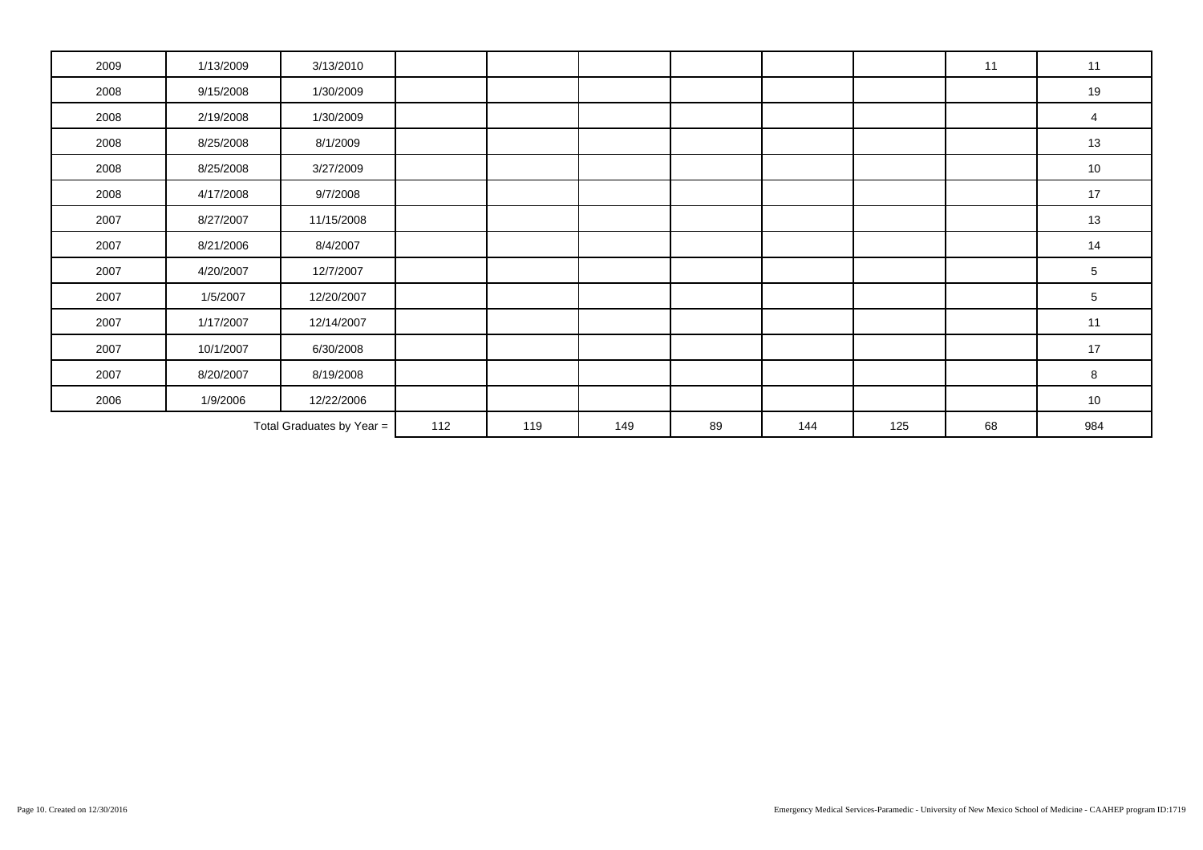| | | | | | | | | | | |
|---|---|---|---|---|---|---|---|---|---|---|
| 2009 | 1/13/2009 | 3/13/2010 | | | | | | | 11 | 11 |
| 2008 | 9/15/2008 | 1/30/2009 | | | | | | | | 19 |
| 2008 | 2/19/2008 | 1/30/2009 | | | | | | | | 4 |
| 2008 | 8/25/2008 | 8/1/2009 | | | | | | | | 13 |
| 2008 | 8/25/2008 | 3/27/2009 | | | | | | | | 10 |
| 2008 | 4/17/2008 | 9/7/2008 | | | | | | | | 17 |
| 2007 | 8/27/2007 | 11/15/2008 | | | | | | | | 13 |
| 2007 | 8/21/2006 | 8/4/2007 | | | | | | | | 14 |
| 2007 | 4/20/2007 | 12/7/2007 | | | | | | | | 5 |
| 2007 | 1/5/2007 | 12/20/2007 | | | | | | | | 5 |
| 2007 | 1/17/2007 | 12/14/2007 | | | | | | | | 11 |
| 2007 | 10/1/2007 | 6/30/2008 | | | | | | | | 17 |
| 2007 | 8/20/2007 | 8/19/2008 | | | | | | | | 8 |
| 2006 | 1/9/2006 | 12/22/2006 | | | | | | | | 10 |
| | | Total Graduates by Year = | 112 | 119 | 149 | 89 | 144 | 125 | 68 | 984 |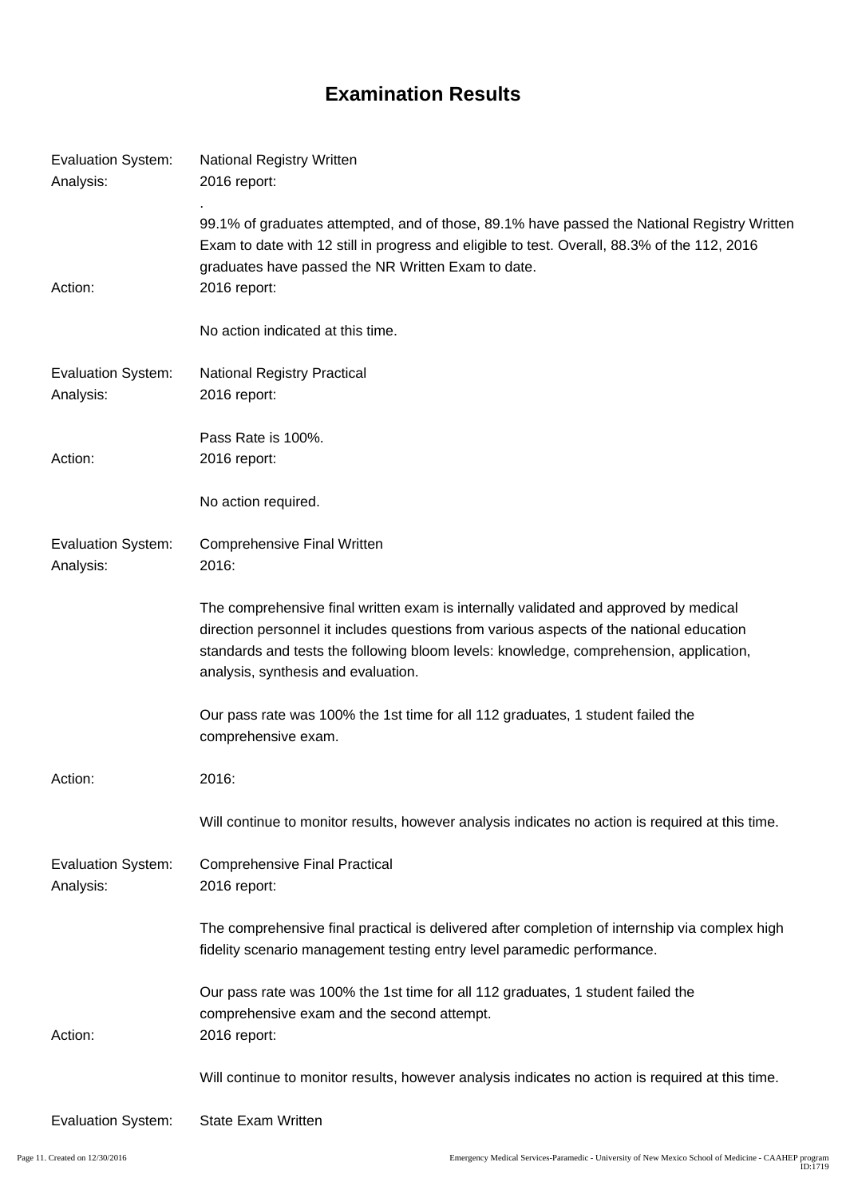# Examination Results

Evaluation System: National Registry Written

Analysis: 2016 report:

.

99.1% of graduates attempted, and of those, 89.1% have passed the National Registry Written Exam to date with 12 still in progress and eligible to test. Overall, 88.3% of the 112, 2016 graduates have passed the NR Written Exam to date.

Action: 2016 report:

No action indicated at this time.

Evaluation System: National Registry Practical

Analysis: 2016 report:

Pass Rate is 100%.

Action: 2016 report:

No action required.

Evaluation System: Comprehensive Final Written

Analysis: 2016:

The comprehensive final written exam is internally validated and approved by medical direction personnel it includes questions from various aspects of the national education standards and tests the following bloom levels: knowledge, comprehension, application, analysis, synthesis and evaluation.

Our pass rate was 100% the 1st time for all 112 graduates, 1 student failed the comprehensive exam.

Action: 2016:

Will continue to monitor results, however analysis indicates no action is required at this time.

Evaluation System: Comprehensive Final Practical

Analysis: 2016 report:

The comprehensive final practical is delivered after completion of internship via complex high fidelity scenario management testing entry level paramedic performance.

Our pass rate was 100% the 1st time for all 112 graduates, 1 student failed the comprehensive exam and the second attempt.

Action: 2016 report:

Will continue to monitor results, however analysis indicates no action is required at this time.

Evaluation System: State Exam Written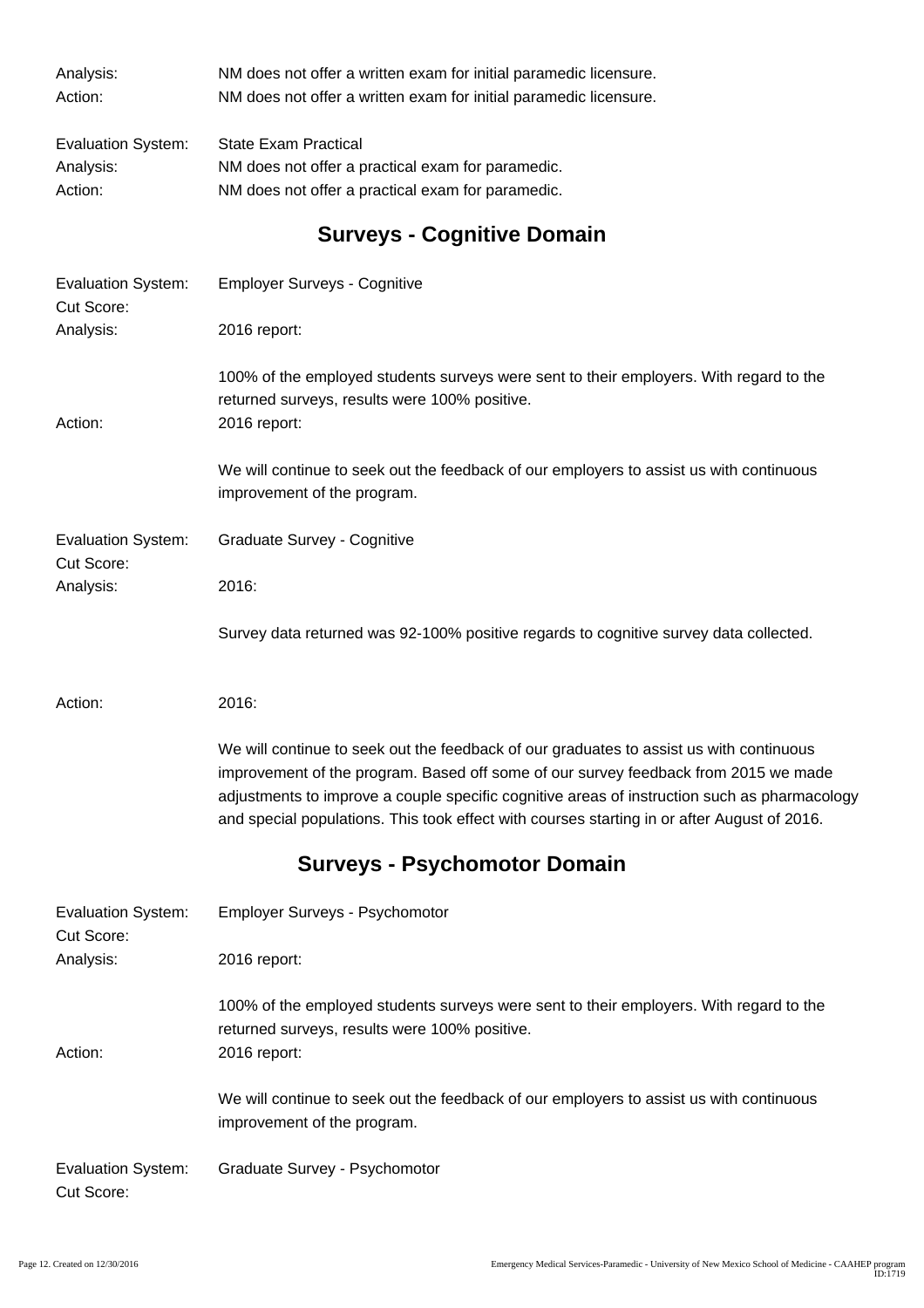Analysis: NM does not offer a written exam for initial paramedic licensure.

Action: NM does not offer a written exam for initial paramedic licensure.

Evaluation System: State Exam Practical

Analysis: NM does not offer a practical exam for paramedic.

Action: NM does not offer a practical exam for paramedic.

## Surveys - Cognitive Domain

Evaluation System: Employer Surveys - Cognitive

Cut Score:

Analysis: 2016 report:

100% of the employed students surveys were sent to their employers. With regard to the returned surveys, results were 100% positive.

Action: 2016 report:

We will continue to seek out the feedback of our employers to assist us with continuous improvement of the program.

Evaluation System: Graduate Survey - Cognitive

Cut Score:

Analysis: 2016:

Survey data returned was 92-100% positive regards to cognitive survey data collected.

Action: 2016:

We will continue to seek out the feedback of our graduates to assist us with continuous improvement of the program. Based off some of our survey feedback from 2015 we made adjustments to improve a couple specific cognitive areas of instruction such as pharmacology and special populations. This took effect with courses starting in or after August of 2016.

## Surveys - Psychomotor Domain

Evaluation System: Employer Surveys - Psychomotor

Cut Score:

Analysis: 2016 report:

100% of the employed students surveys were sent to their employers. With regard to the returned surveys, results were 100% positive.

Action: 2016 report:

We will continue to seek out the feedback of our employers to assist us with continuous improvement of the program.

Evaluation System: Graduate Survey - Psychomotor

Cut Score: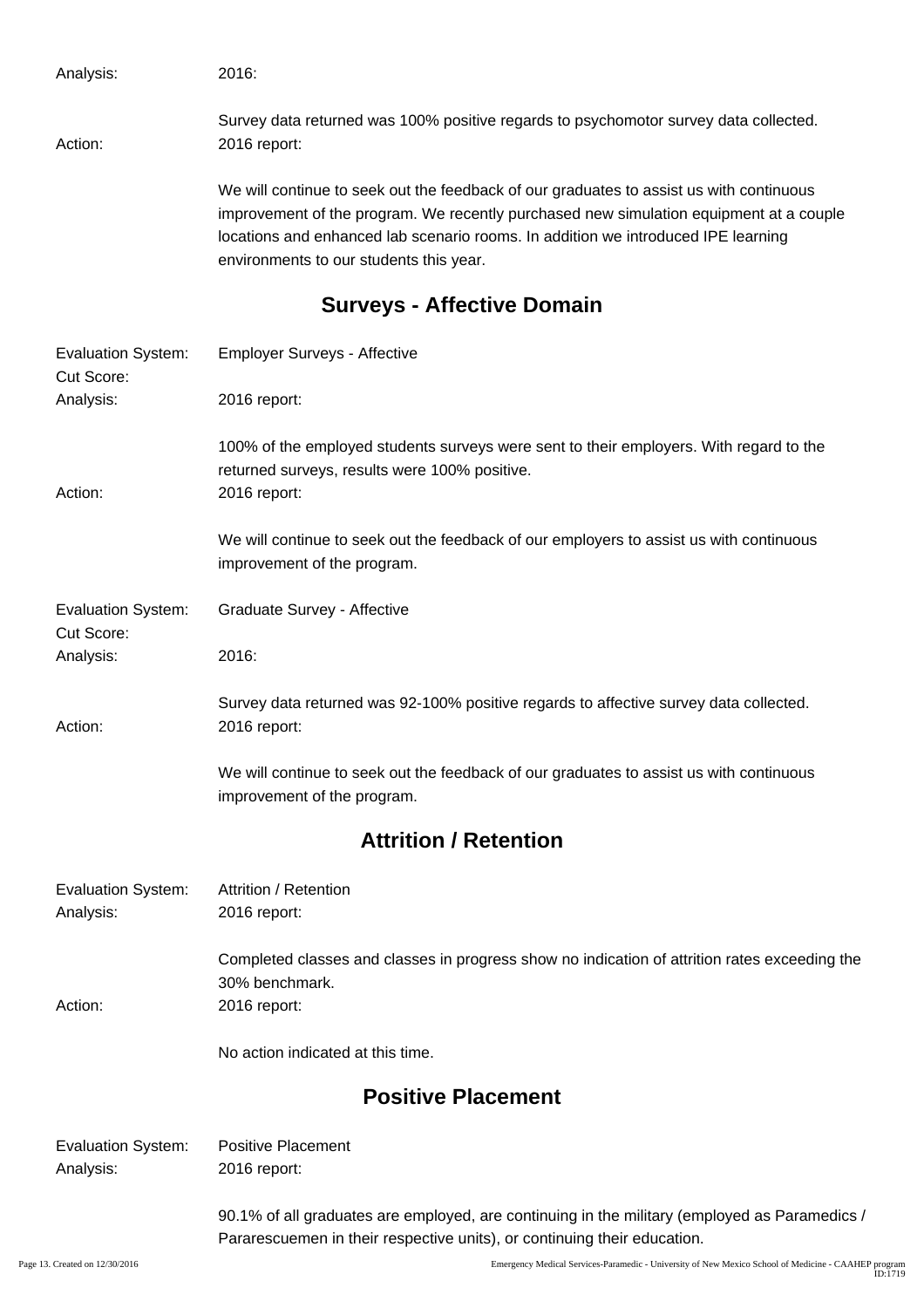Analysis: 2016:

Survey data returned was 100% positive regards to psychomotor survey data collected.

Action: 2016 report:

We will continue to seek out the feedback of our graduates to assist us with continuous improvement of the program. We recently purchased new simulation equipment at a couple locations and enhanced lab scenario rooms. In addition we introduced IPE learning environments to our students this year.

## Surveys - Affective Domain

Evaluation System: Employer Surveys - Affective

Cut Score:

Analysis: 2016 report:

100% of the employed students surveys were sent to their employers. With regard to the returned surveys, results were 100% positive.

Action: 2016 report:

We will continue to seek out the feedback of our employers to assist us with continuous improvement of the program.

Evaluation System: Graduate Survey - Affective

Cut Score:

Analysis: 2016:

Survey data returned was 92-100% positive regards to affective survey data collected.

Action: 2016 report:

We will continue to seek out the feedback of our graduates to assist us with continuous improvement of the program.

## Attrition / Retention

Evaluation System: Attrition / Retention

Analysis: 2016 report:

Completed classes and classes in progress show no indication of attrition rates exceeding the 30% benchmark.

Action: 2016 report:

No action indicated at this time.

## Positive Placement

Evaluation System: Positive Placement

Analysis: 2016 report:

90.1% of all graduates are employed, are continuing in the military (employed as Paramedics / Pararescuemen in their respective units), or continuing their education.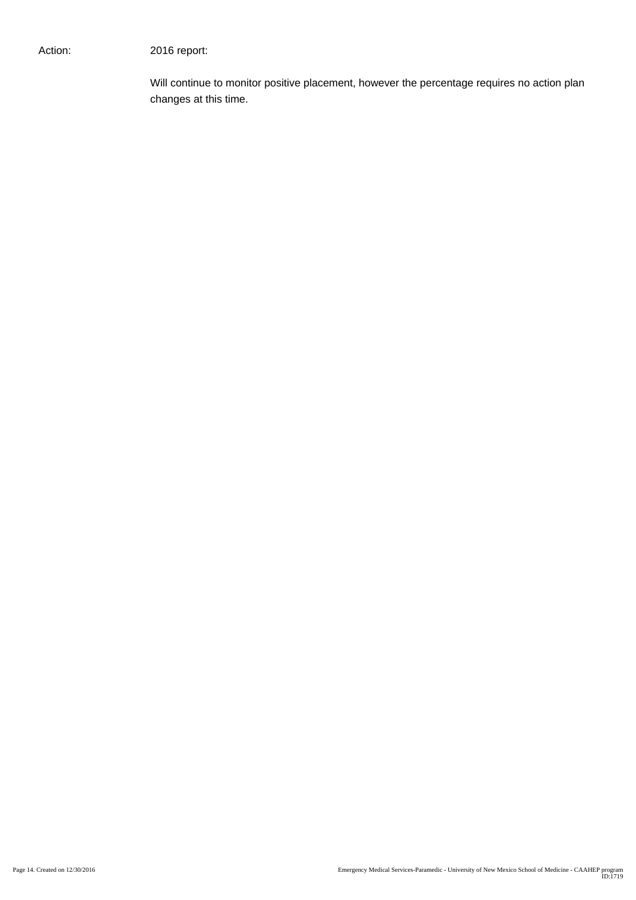Action: 2016 report:

Will continue to monitor positive placement, however the percentage requires no action plan changes at this time.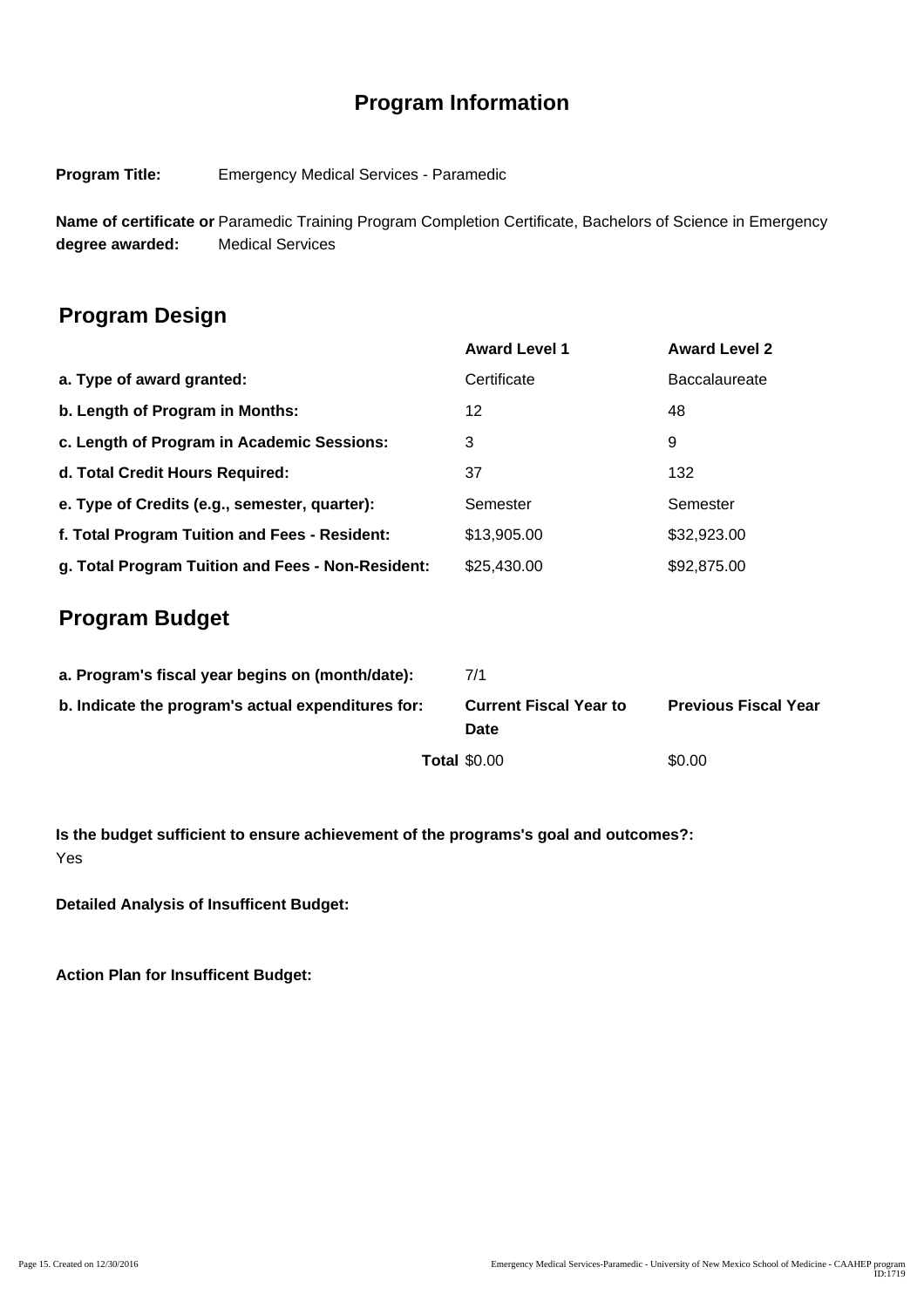# Program Information

**Program Title:** Emergency Medical Services - Paramedic

**Name of certificate or degree awarded:** Paramedic Training Program Completion Certificate, Bachelors of Science in Emergency Medical Services

## Program Design

| | Award Level 1 | Award Level 2 |
|---|---|---|
| **a. Type of award granted:** | Certificate | Baccalaureate |
| **b. Length of Program in Months:** | 12 | 48 |
| **c. Length of Program in Academic Sessions:** | 3 | 9 |
| **d. Total Credit Hours Required:** | 37 | 132 |
| **e. Type of Credits (e.g., semester, quarter):** | Semester | Semester |
| **f. Total Program Tuition and Fees - Resident:** | $13,905.00 | $32,923.00 |
| **g. Total Program Tuition and Fees - Non-Resident:** | $25,430.00 | $92,875.00 |

## Program Budget

**a. Program's fiscal year begins on (month/date):** 7/1

| **b. Indicate the program's actual expenditures for:** | **Current Fiscal Year to Date** | **Previous Fiscal Year** |
|---|---|---|
| **Total** | $0.00 | $0.00 |

**Is the budget sufficient to ensure achievement of the programs's goal and outcomes?:**
Yes

**Detailed Analysis of Insufficent Budget:**

**Action Plan for Insufficent Budget:**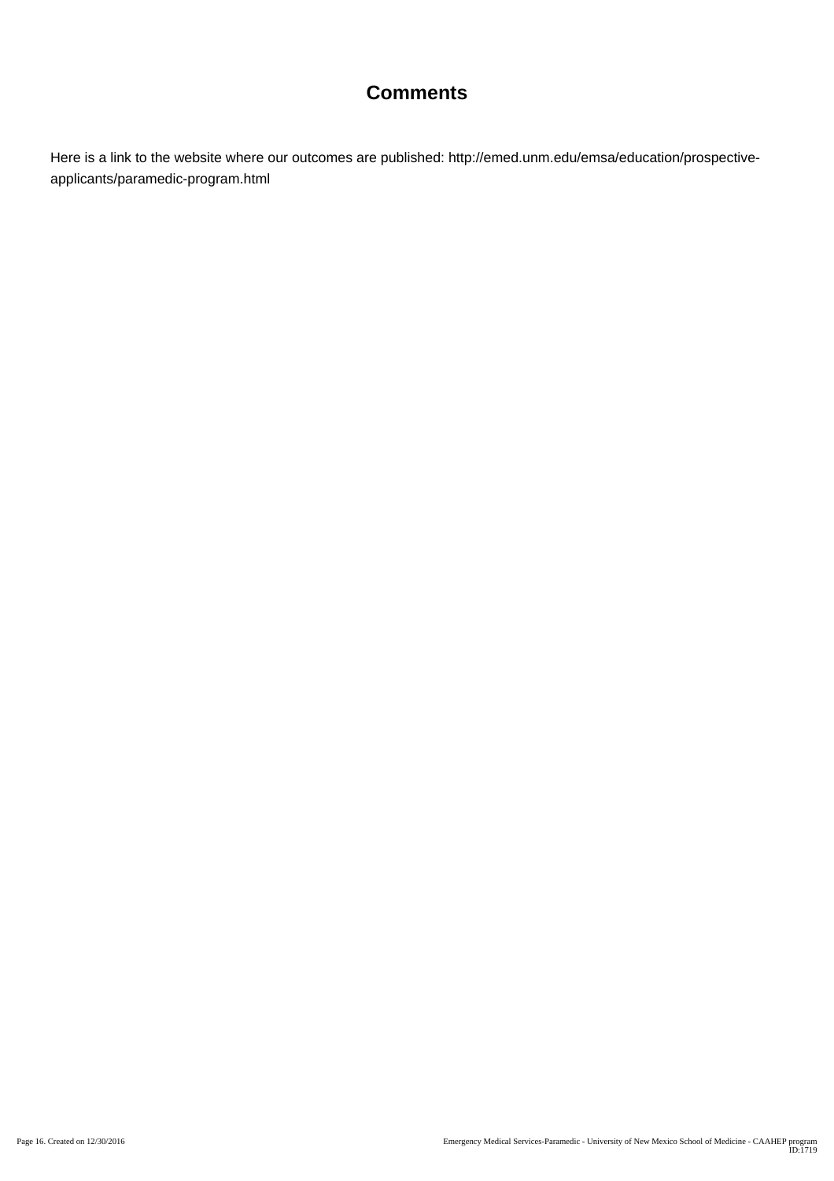# Comments

Here is a link to the website where our outcomes are published: http://emed.unm.edu/emsa/education/prospective-applicants/paramedic-program.html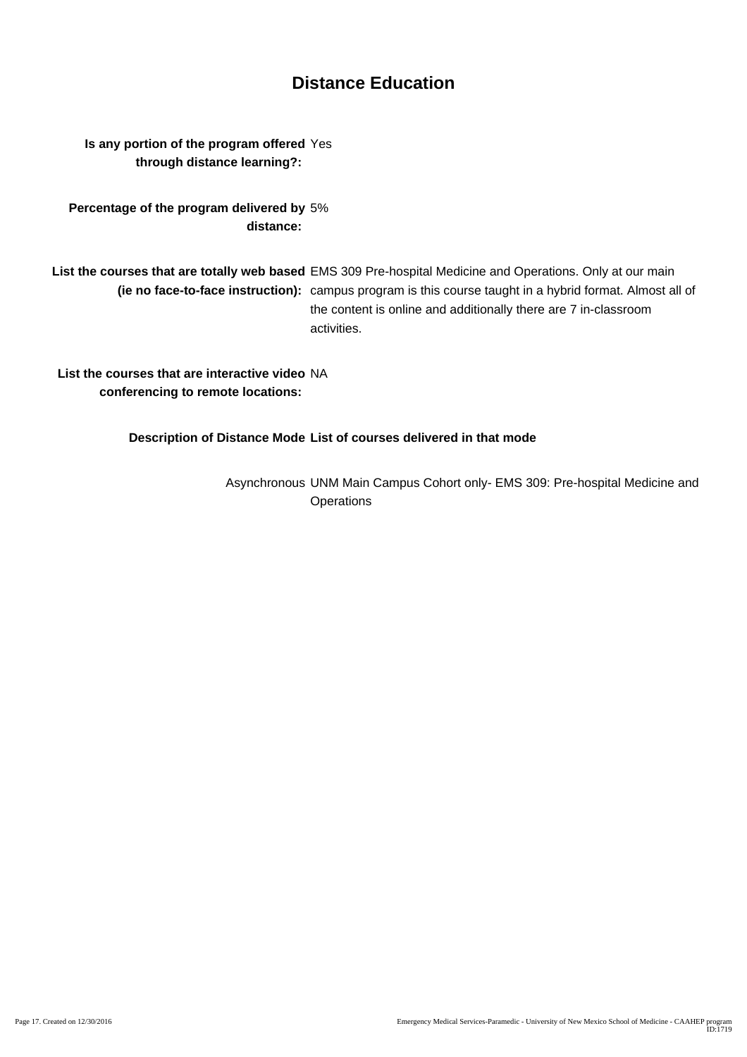# Distance Education

**Is any portion of the program offered through distance learning?:** Yes

**Percentage of the program delivered by distance:** 5%

**List the courses that are totally web based (ie no face-to-face instruction):** EMS 309 Pre-hospital Medicine and Operations. Only at our main campus program is this course taught in a hybrid format. Almost all of the content is online and additionally there are 7 in-classroom activities.

**List the courses that are interactive video conferencing to remote locations:** NA

| Description of Distance Mode | List of courses delivered in that mode |
| --- | --- |
| Asynchronous | UNM Main Campus Cohort only- EMS 309: Pre-hospital Medicine and Operations |